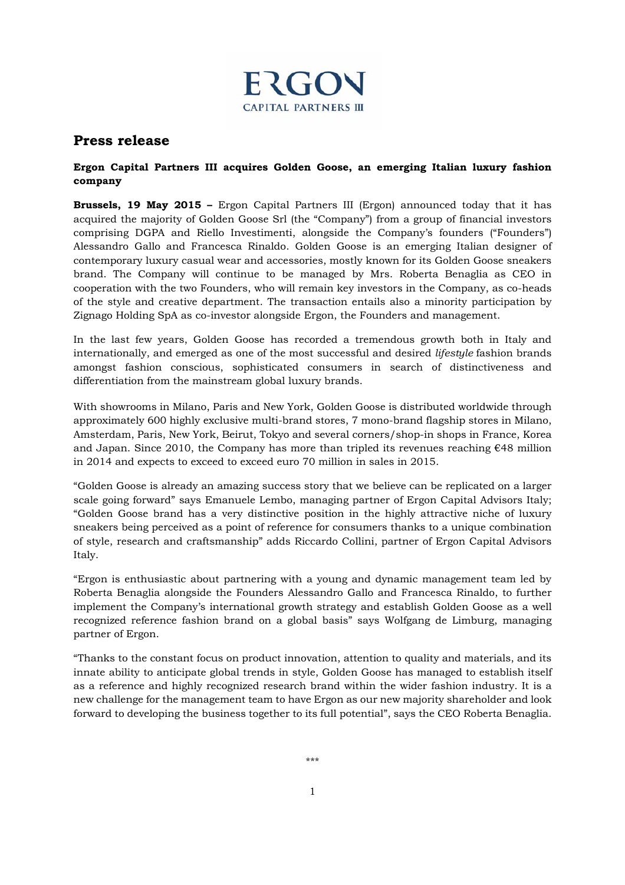ERGON
CAPITAL PARTNERS III

## Press release

**Ergon Capital Partners III acquires Golden Goose, an emerging Italian luxury fashion company**

**Brussels, 19 May 2015 –** Ergon Capital Partners III (Ergon) announced today that it has acquired the majority of Golden Goose Srl (the "Company") from a group of financial investors comprising DGPA and Riello Investimenti, alongside the Company's founders ("Founders") Alessandro Gallo and Francesca Rinaldo. Golden Goose is an emerging Italian designer of contemporary luxury casual wear and accessories, mostly known for its Golden Goose sneakers brand. The Company will continue to be managed by Mrs. Roberta Benaglia as CEO in cooperation with the two Founders, who will remain key investors in the Company, as co-heads of the style and creative department. The transaction entails also a minority participation by Zignago Holding SpA as co-investor alongside Ergon, the Founders and management.

In the last few years, Golden Goose has recorded a tremendous growth both in Italy and internationally, and emerged as one of the most successful and desired *lifestyle* fashion brands amongst fashion conscious, sophisticated consumers in search of distinctiveness and differentiation from the mainstream global luxury brands.

With showrooms in Milano, Paris and New York, Golden Goose is distributed worldwide through approximately 600 highly exclusive multi-brand stores, 7 mono-brand flagship stores in Milano, Amsterdam, Paris, New York, Beirut, Tokyo and several corners/shop-in shops in France, Korea and Japan. Since 2010, the Company has more than tripled its revenues reaching €48 million in 2014 and expects to exceed to exceed euro 70 million in sales in 2015.

"Golden Goose is already an amazing success story that we believe can be replicated on a larger scale going forward" says Emanuele Lembo, managing partner of Ergon Capital Advisors Italy; "Golden Goose brand has a very distinctive position in the highly attractive niche of luxury sneakers being perceived as a point of reference for consumers thanks to a unique combination of style, research and craftsmanship" adds Riccardo Collini, partner of Ergon Capital Advisors Italy.

"Ergon is enthusiastic about partnering with a young and dynamic management team led by Roberta Benaglia alongside the Founders Alessandro Gallo and Francesca Rinaldo, to further implement the Company's international growth strategy and establish Golden Goose as a well recognized reference fashion brand on a global basis" says Wolfgang de Limburg, managing partner of Ergon.

"Thanks to the constant focus on product innovation, attention to quality and materials, and its innate ability to anticipate global trends in style, Golden Goose has managed to establish itself as a reference and highly recognized research brand within the wider fashion industry. It is a new challenge for the management team to have Ergon as our new majority shareholder and look forward to developing the business together to its full potential", says the CEO Roberta Benaglia.

***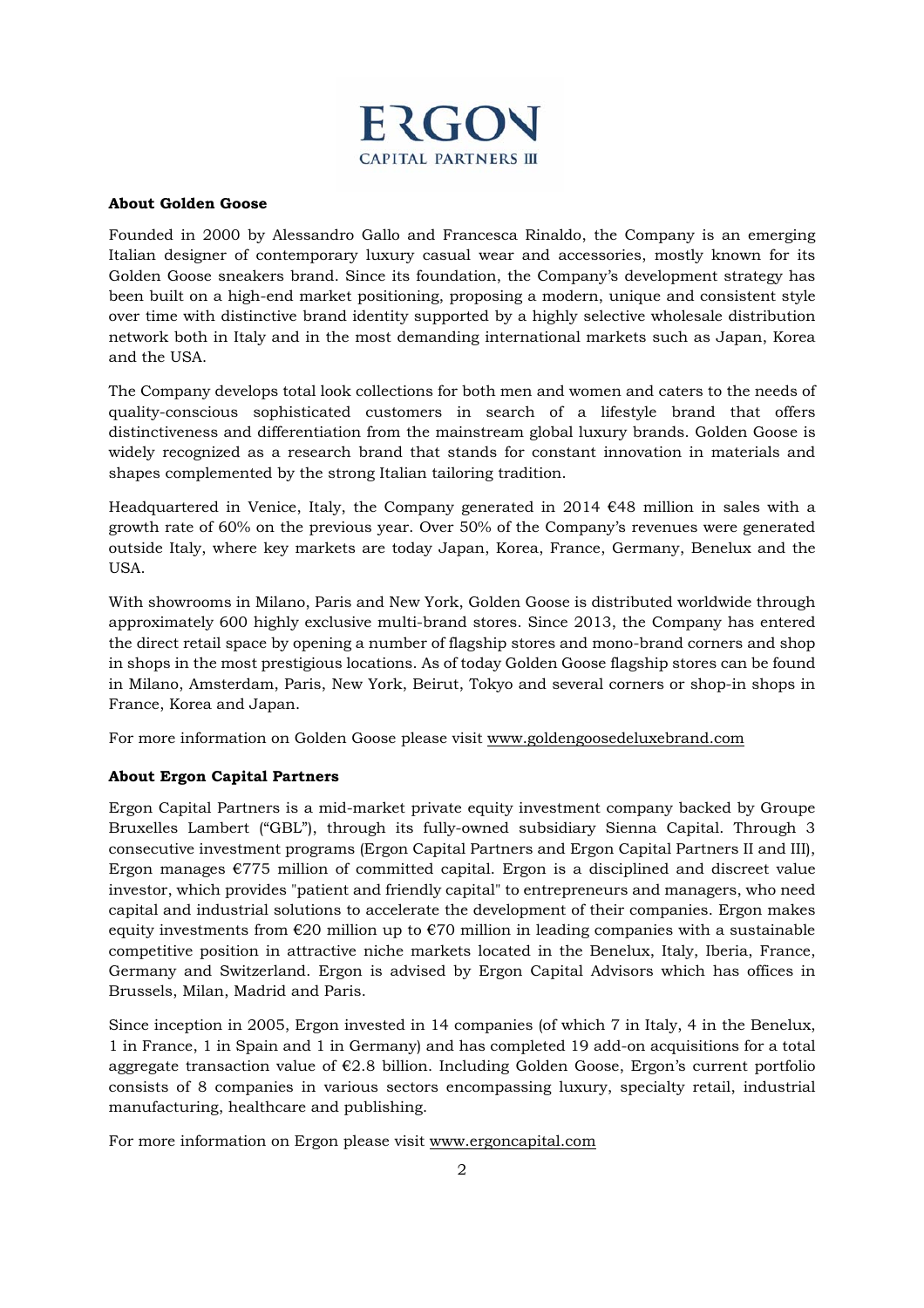**About Golden Goose**

Founded in 2000 by Alessandro Gallo and Francesca Rinaldo, the Company is an emerging Italian designer of contemporary luxury casual wear and accessories, mostly known for its Golden Goose sneakers brand. Since its foundation, the Company's development strategy has been built on a high-end market positioning, proposing a modern, unique and consistent style over time with distinctive brand identity supported by a highly selective wholesale distribution network both in Italy and in the most demanding international markets such as Japan, Korea and the USA.

The Company develops total look collections for both men and women and caters to the needs of quality-conscious sophisticated customers in search of a lifestyle brand that offers distinctiveness and differentiation from the mainstream global luxury brands. Golden Goose is widely recognized as a research brand that stands for constant innovation in materials and shapes complemented by the strong Italian tailoring tradition.

Headquartered in Venice, Italy, the Company generated in 2014 €48 million in sales with a growth rate of 60% on the previous year. Over 50% of the Company's revenues were generated outside Italy, where key markets are today Japan, Korea, France, Germany, Benelux and the USA.

With showrooms in Milano, Paris and New York, Golden Goose is distributed worldwide through approximately 600 highly exclusive multi-brand stores. Since 2013, the Company has entered the direct retail space by opening a number of flagship stores and mono-brand corners and shop in shops in the most prestigious locations. As of today Golden Goose flagship stores can be found in Milano, Amsterdam, Paris, New York, Beirut, Tokyo and several corners or shop-in shops in France, Korea and Japan.

For more information on Golden Goose please visit www.goldengoosedeluxebrand.com

**About Ergon Capital Partners**

Ergon Capital Partners is a mid-market private equity investment company backed by Groupe Bruxelles Lambert ("GBL"), through its fully-owned subsidiary Sienna Capital. Through 3 consecutive investment programs (Ergon Capital Partners and Ergon Capital Partners II and III), Ergon manages €775 million of committed capital. Ergon is a disciplined and discreet value investor, which provides "patient and friendly capital" to entrepreneurs and managers, who need capital and industrial solutions to accelerate the development of their companies. Ergon makes equity investments from €20 million up to €70 million in leading companies with a sustainable competitive position in attractive niche markets located in the Benelux, Italy, Iberia, France, Germany and Switzerland. Ergon is advised by Ergon Capital Advisors which has offices in Brussels, Milan, Madrid and Paris.

Since inception in 2005, Ergon invested in 14 companies (of which 7 in Italy, 4 in the Benelux, 1 in France, 1 in Spain and 1 in Germany) and has completed 19 add-on acquisitions for a total aggregate transaction value of €2.8 billion. Including Golden Goose, Ergon's current portfolio consists of 8 companies in various sectors encompassing luxury, specialty retail, industrial manufacturing, healthcare and publishing.

For more information on Ergon please visit www.ergoncapital.com